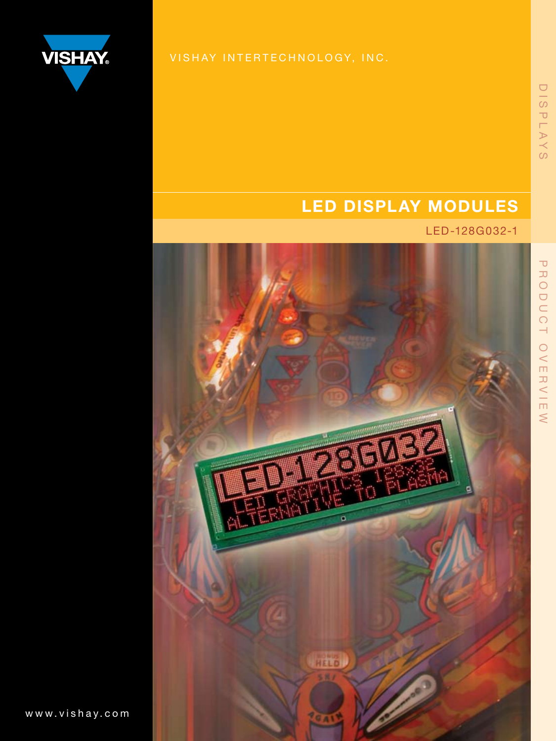VISHAY

VISHAY INTERTECHNOLOGY, INC.

DISPLAYS

# LED DISPLAY MODULES

LED-128G032-1

PRODUCT OVERVIEW

www.vishay.com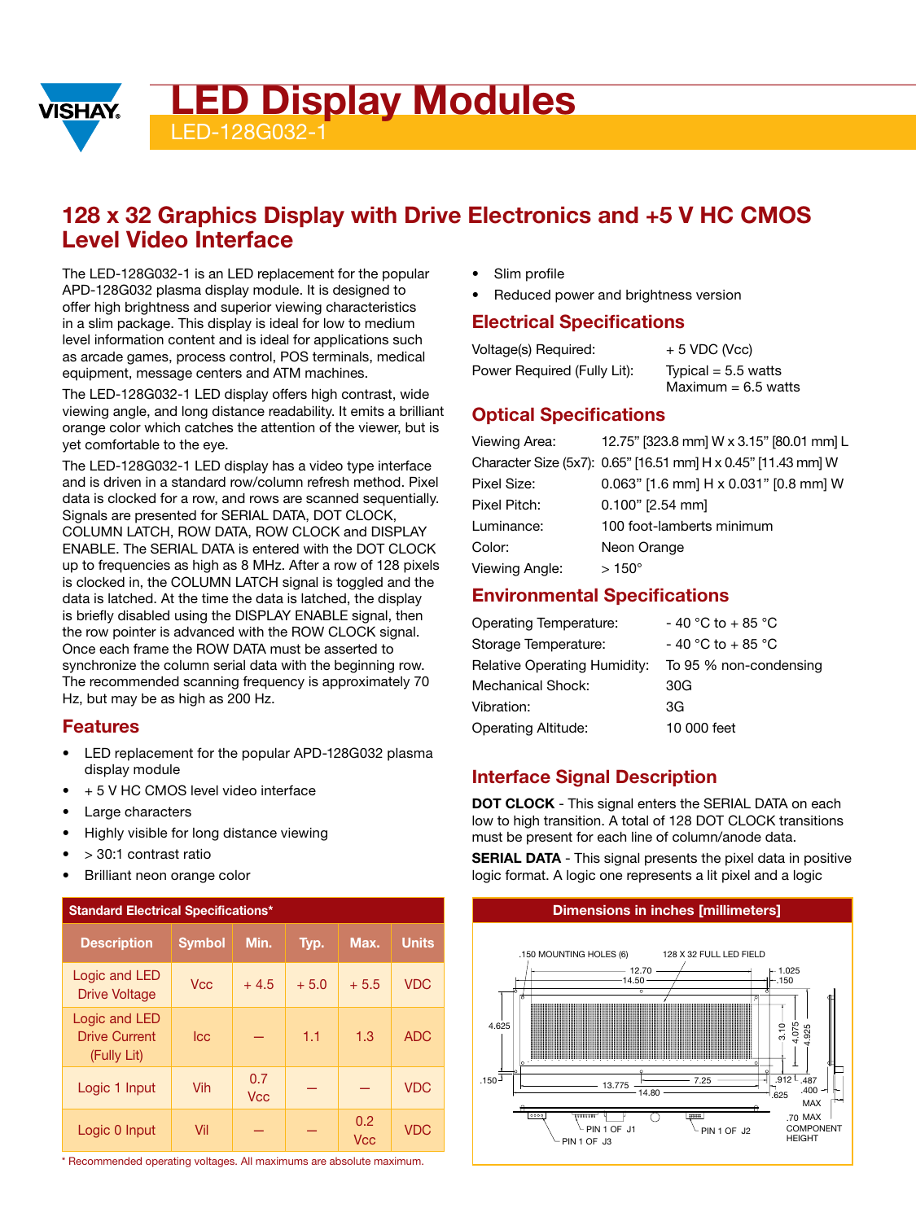# LED Display Modules

LED-128G032-1

## 128 x 32 Graphics Display with Drive Electronics and +5 V HC CMOS Level Video Interface

The LED-128G032-1 is an LED replacement for the popular APD-128G032 plasma display module. It is designed to offer high brightness and superior viewing characteristics in a slim package. This display is ideal for low to medium level information content and is ideal for applications such as arcade games, process control, POS terminals, medical equipment, message centers and ATM machines.

The LED-128G032-1 LED display offers high contrast, wide viewing angle, and long distance readability. It emits a brilliant orange color which catches the attention of the viewer, but is yet comfortable to the eye.

The LED-128G032-1 LED display has a video type interface and is driven in a standard row/column refresh method. Pixel data is clocked for a row, and rows are scanned sequentially. Signals are presented for SERIAL DATA, DOT CLOCK, COLUMN LATCH, ROW DATA, ROW CLOCK and DISPLAY ENABLE. The SERIAL DATA is entered with the DOT CLOCK up to frequencies as high as 8 MHz. After a row of 128 pixels is clocked in, the COLUMN LATCH signal is toggled and the data is latched. At the time the data is latched, the display is briefly disabled using the DISPLAY ENABLE signal, then the row pointer is advanced with the ROW CLOCK signal. Once each frame the ROW DATA must be asserted to synchronize the column serial data with the beginning row. The recommended scanning frequency is approximately 70 Hz, but may be as high as 200 Hz.

### Features

- LED replacement for the popular APD-128G032 plasma display module
- + 5 V HC CMOS level video interface
- Large characters
- Highly visible for long distance viewing
- > 30:1 contrast ratio
- Brilliant neon orange color
- Slim profile
- Reduced power and brightness version

| Standard Electrical Specifications* | | | | | |
|---|---|---|---|---|---|
| Description | Symbol | Min. | Typ. | Max. | Units |
| Logic and LED Drive Voltage | Vcc | + 4.5 | + 5.0 | + 5.5 | VDC |
| Logic and LED Drive Current (Fully Lit) | Icc | — | 1.1 | 1.3 | ADC |
| Logic 1 Input | Vih | 0.7 Vcc | — | — | VDC |
| Logic 0 Input | Vil | — | — | 0.2 Vcc | VDC |

* Recommended operating voltages. All maximums are absolute maximum.

### Electrical Specifications

| | |
|---|---|
| Voltage(s) Required: | + 5 VDC (Vcc) |
| Power Required (Fully Lit): | Typical = 5.5 watts<br>Maximum = 6.5 watts |

### Optical Specifications

| | |
|---|---|
| Viewing Area: | 12.75" [323.8 mm] W x 3.15" [80.01 mm] L |
| Character Size (5x7): | 0.65" [16.51 mm] H x 0.45" [11.43 mm] W |
| Pixel Size: | 0.063" [1.6 mm] H x 0.031" [0.8 mm] W |
| Pixel Pitch: | 0.100" [2.54 mm] |
| Luminance: | 100 foot-lamberts minimum |
| Color: | Neon Orange |
| Viewing Angle: | > 150° |

### Environmental Specifications

| | |
|---|---|
| Operating Temperature: | - 40 °C to + 85 °C |
| Storage Temperature: | - 40 °C to + 85 °C |
| Relative Operating Humidity: | To 95 % non-condensing |
| Mechanical Shock: | 30G |
| Vibration: | 3G |
| Operating Altitude: | 10 000 feet |

### Interface Signal Description

**DOT CLOCK** - This signal enters the SERIAL DATA on each low to high transition. A total of 128 DOT CLOCK transitions must be present for each line of column/anode data.

**SERIAL DATA** - This signal presents the pixel data in positive logic format. A logic one represents a lit pixel and a logic

**Dimensions in inches [millimeters]**

.150 MOUNTING HOLES (6) · 128 X 32 FULL LED FIELD · 12.70 · 14.50 · 1.025 · .150 · 4.625 · 3.10 · 4.075 · 4.925 · .150 · 13.775 · 7.25 · 14.80 · .912 · .487 · .400 MAX · .625 · .70 MAX COMPONENT HEIGHT · PIN 1 OF J1 · PIN 1 OF J2 · PIN 1 OF J3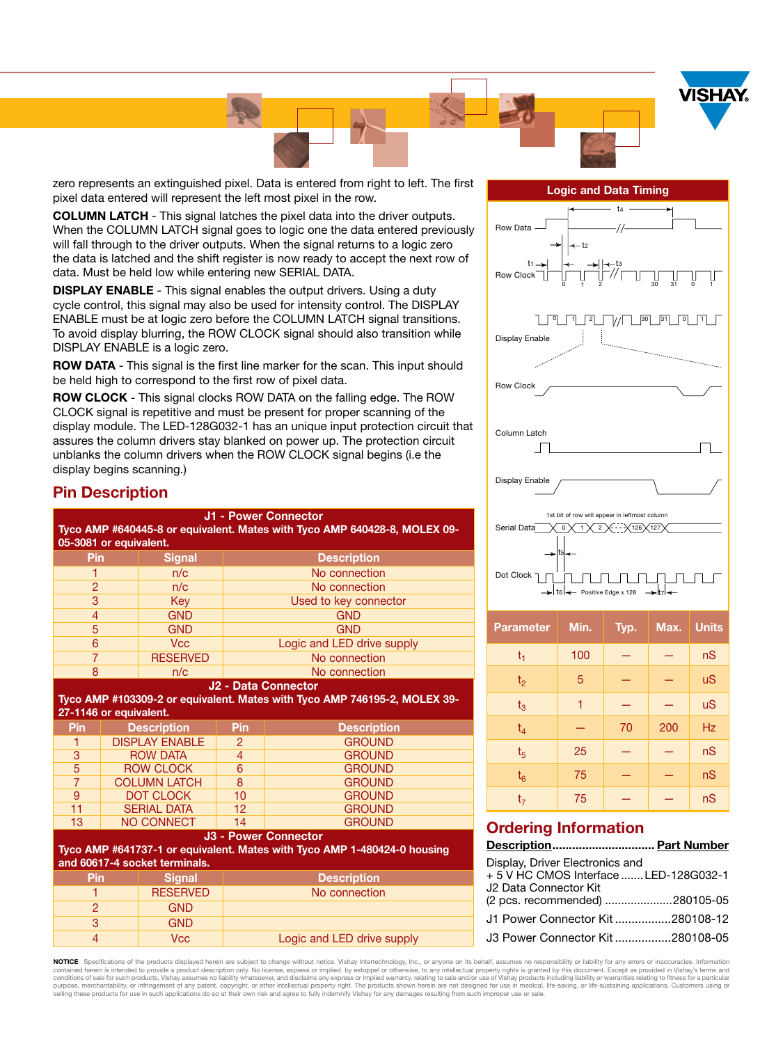zero represents an extinguished pixel. Data is entered from right to left. The first pixel data entered will represent the left most pixel in the row.

**COLUMN LATCH** - This signal latches the pixel data into the driver outputs. When the COLUMN LATCH signal goes to logic one the data entered previously will fall through to the driver outputs. When the signal returns to a logic zero the data is latched and the shift register is now ready to accept the next row of data. Must be held low while entering new SERIAL DATA.

**DISPLAY ENABLE** - This signal enables the output drivers. Using a duty cycle control, this signal may also be used for intensity control. The DISPLAY ENABLE must be at logic zero before the COLUMN LATCH signal transitions. To avoid display blurring, the ROW CLOCK signal should also transition while DISPLAY ENABLE is a logic zero.

**ROW DATA** - This signal is the first line marker for the scan. This input should be held high to correspond to the first row of pixel data.

**ROW CLOCK** - This signal clocks ROW DATA on the falling edge. The ROW CLOCK signal is repetitive and must be present for proper scanning of the display module. The LED-128G032-1 has an unique input protection circuit that assures the column drivers stay blanked on power up. The protection circuit unblanks the column drivers when the ROW CLOCK signal begins (i.e the display begins scanning.)

## Pin Description

**J1 - Power Connector**
Tyco AMP #640445-8 or equivalent. Mates with Tyco AMP 640428-8, MOLEX 09-05-3081 or equivalent.

| Pin | Signal | Description |
|---|---|---|
| 1 | n/c | No connection |
| 2 | n/c | No connection |
| 3 | Key | Used to key connector |
| 4 | GND | GND |
| 5 | GND | GND |
| 6 | Vcc | Logic and LED drive supply |
| 7 | RESERVED | No connection |
| 8 | n/c | No connection |

**J2 - Data Connector**
Tyco AMP #103309-2 or equivalent. Mates with Tyco AMP 746195-2, MOLEX 39-27-1146 or equivalent.

| Pin | Description | Pin | Description |
|---|---|---|---|
| 1 | DISPLAY ENABLE | 2 | GROUND |
| 3 | ROW DATA | 4 | GROUND |
| 5 | ROW CLOCK | 6 | GROUND |
| 7 | COLUMN LATCH | 8 | GROUND |
| 9 | DOT CLOCK | 10 | GROUND |
| 11 | SERIAL DATA | 12 | GROUND |
| 13 | NO CONNECT | 14 | GROUND |

**J3 - Power Connector**
Tyco AMP #641737-1 or equivalent. Mates with Tyco AMP 1-480424-0 housing and 60617-4 socket terminals.

| Pin | Signal | Description |
|---|---|---|
| 1 | RESERVED | No connection |
| 2 | GND | |
| 3 | GND | |
| 4 | Vcc | Logic and LED drive supply |

## Logic and Data Timing

| Parameter | Min. | Typ. | Max. | Units |
|---|---|---|---|---|
| $t_1$ | 100 | — | — | nS |
| $t_2$ | 5 | — | — | uS |
| $t_3$ | 1 | — | — | uS |
| $t_4$ | — | 70 | 200 | Hz |
| $t_5$ | 25 | — | — | nS |
| $t_6$ | 75 | — | — | nS |
| $t_7$ | 75 | — | — | nS |

## Ordering Information

**Description** ............................... **Part Number**

Display, Driver Electronics and + 5 V HC CMOS Interface ....... LED-128G032-1

J2 Data Connector Kit (2 pcs. recommended) .................... 280105-05

J1 Power Connector Kit ................. 280108-12

J3 Power Connector Kit ................. 280108-05

**NOTICE** Specifications of the products displayed herein are subject to change without notice. Vishay Intertechnology, Inc., or anyone on its behalf, assumes no responsibility or liability for any errors or inaccuracies. Information contained herein is intended to provide a product description only. No license, express or implied, by estoppel or otherwise, to any intellectual property rights is granted by this document. Except as provided in Vishay's terms and conditions of sale for such products, Vishay assumes no liability whatsoever, and disclaims any express or implied warranty, relating to sale and/or use of Vishay products including liability or warranties relating to fitness for a particular purpose, merchantability, or infringement of any patent, copyright, or other intellectual property right. The products shown herein are not designed for use in medical, life-saving, or life-sustaining applications. Customers using or selling these products for use in such applications do so at their own risk and agree to fully indemnify Vishay for any damages resulting from such improper use or sale.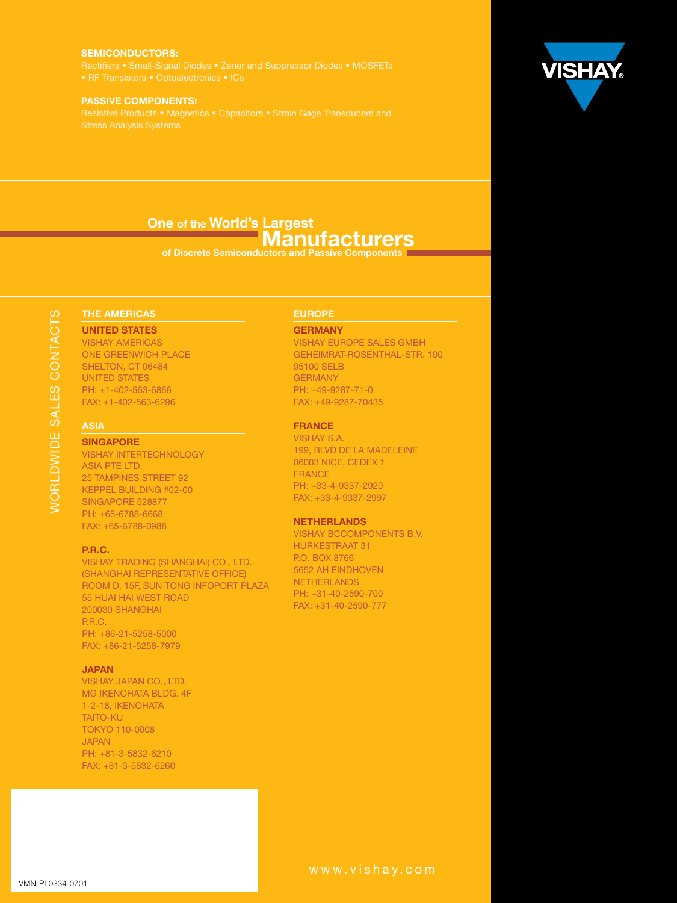**SEMICONDUCTORS:**

Rectifiers • Small-Signal Diodes • Zener and Suppressor Diodes • MOSFETs • RF Transistors • Optoelectronics • ICs

**PASSIVE COMPONENTS:**

Resistive Products • Magnetics • Capacitors • Strain Gage Transducers and Stress Analysis Systems

VISHAY

## One of the World's Largest Manufacturers of Discrete Semiconductors and Passive Components

WORLDWIDE SALES CONTACTS

### THE AMERICAS

**UNITED STATES**

VISHAY AMERICAS
ONE GREENWICH PLACE
SHELTON, CT 06484
UNITED STATES
PH: +1-402-563-6866
FAX: +1-402-563-6296

### ASIA

**SINGAPORE**

VISHAY INTERTECHNOLOGY ASIA PTE LTD.
25 TAMPINES STREET 92
KEPPEL BUILDING #02-00
SINGAPORE 528877
PH: +65-6788-6668
FAX: +65-6788-0988

**P.R.C.**

VISHAY TRADING (SHANGHAI) CO., LTD.
(SHANGHAI REPRESENTATIVE OFFICE)
ROOM D, 15F, SUN TONG INFOPORT PLAZA
55 HUAI HAI WEST ROAD
200030 SHANGHAI
P.R.C.
PH: +86-21-5258-5000
FAX: +86-21-5258-7979

**JAPAN**

VISHAY JAPAN CO., LTD.
MG IKENOHATA BLDG. 4F
1-2-18, IKENOHATA
TAITO-KU
TOKYO 110-0008
JAPAN
PH: +81-3-5832-6210
FAX: +81-3-5832-6260

### EUROPE

**GERMANY**

VISHAY EUROPE SALES GMBH
GEHEIMRAT-ROSENTHAL-STR. 100
95100 SELB
GERMANY
PH: +49-9287-71-0
FAX: +49-9287-70435

**FRANCE**

VISHAY S.A.
199, BLVD DE LA MADELEINE
06003 NICE, CEDEX 1
FRANCE
PH: +33-4-9337-2920
FAX: +33-4-9337-2997

**NETHERLANDS**

VISHAY BCCOMPONENTS B.V.
HURKESTRAAT 31
P.O. BOX 8766
5652 AH EINDHOVEN
NETHERLANDS
PH: +31-40-2590-700
FAX: +31-40-2590-777

www.vishay.com

VMN-PL0334-0701